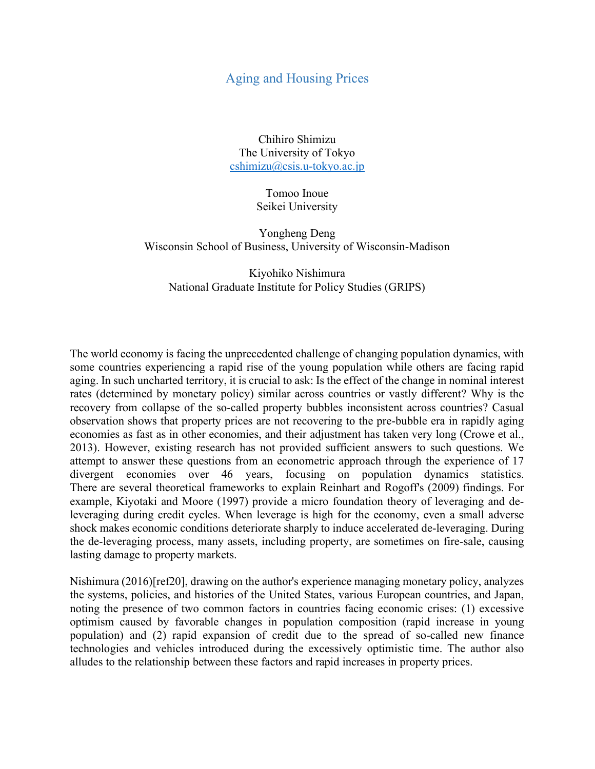# Aging and Housing Prices

Chihiro Shimizu
The University of Tokyo
cshimizu@csis.u-tokyo.ac.jp

Tomoo Inoue
Seikei University

Yongheng Deng
Wisconsin School of Business, University of Wisconsin-Madison

Kiyohiko Nishimura
National Graduate Institute for Policy Studies (GRIPS)

The world economy is facing the unprecedented challenge of changing population dynamics, with some countries experiencing a rapid rise of the young population while others are facing rapid aging. In such uncharted territory, it is crucial to ask: Is the effect of the change in nominal interest rates (determined by monetary policy) similar across countries or vastly different? Why is the recovery from collapse of the so-called property bubbles inconsistent across countries? Casual observation shows that property prices are not recovering to the pre-bubble era in rapidly aging economies as fast as in other economies, and their adjustment has taken very long (Crowe et al., 2013). However, existing research has not provided sufficient answers to such questions. We attempt to answer these questions from an econometric approach through the experience of 17 divergent economies over 46 years, focusing on population dynamics statistics. There are several theoretical frameworks to explain Reinhart and Rogoff's (2009) findings. For example, Kiyotaki and Moore (1997) provide a micro foundation theory of leveraging and de-leveraging during credit cycles. When leverage is high for the economy, even a small adverse shock makes economic conditions deteriorate sharply to induce accelerated de-leveraging. During the de-leveraging process, many assets, including property, are sometimes on fire-sale, causing lasting damage to property markets.

Nishimura (2016)[ref20], drawing on the author's experience managing monetary policy, analyzes the systems, policies, and histories of the United States, various European countries, and Japan, noting the presence of two common factors in countries facing economic crises: (1) excessive optimism caused by favorable changes in population composition (rapid increase in young population) and (2) rapid expansion of credit due to the spread of so-called new finance technologies and vehicles introduced during the excessively optimistic time. The author also alludes to the relationship between these factors and rapid increases in property prices.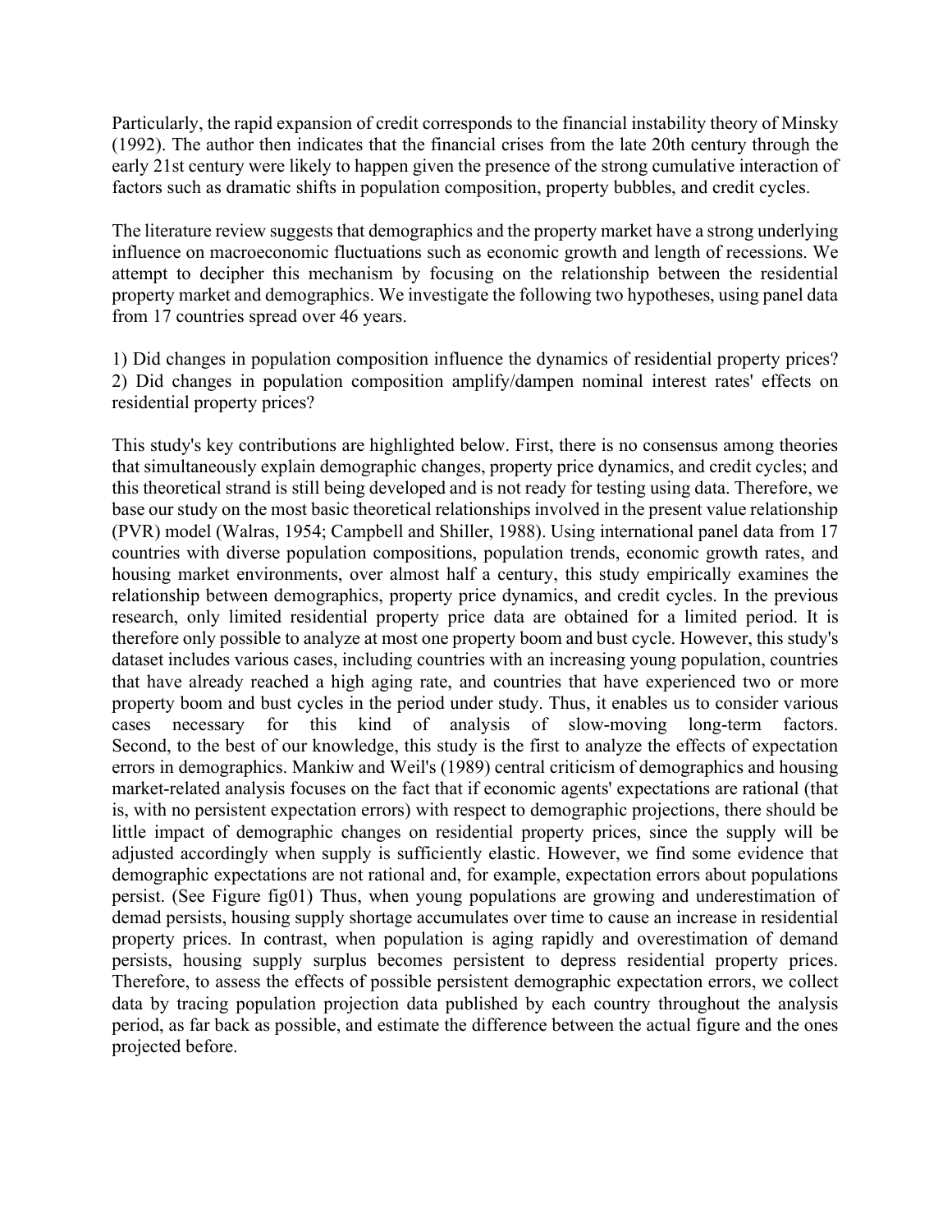Particularly, the rapid expansion of credit corresponds to the financial instability theory of Minsky (1992). The author then indicates that the financial crises from the late 20th century through the early 21st century were likely to happen given the presence of the strong cumulative interaction of factors such as dramatic shifts in population composition, property bubbles, and credit cycles.

The literature review suggests that demographics and the property market have a strong underlying influence on macroeconomic fluctuations such as economic growth and length of recessions. We attempt to decipher this mechanism by focusing on the relationship between the residential property market and demographics. We investigate the following two hypotheses, using panel data from 17 countries spread over 46 years.

1) Did changes in population composition influence the dynamics of residential property prices?
2) Did changes in population composition amplify/dampen nominal interest rates' effects on residential property prices?

This study's key contributions are highlighted below. First, there is no consensus among theories that simultaneously explain demographic changes, property price dynamics, and credit cycles; and this theoretical strand is still being developed and is not ready for testing using data. Therefore, we base our study on the most basic theoretical relationships involved in the present value relationship (PVR) model (Walras, 1954; Campbell and Shiller, 1988). Using international panel data from 17 countries with diverse population compositions, population trends, economic growth rates, and housing market environments, over almost half a century, this study empirically examines the relationship between demographics, property price dynamics, and credit cycles. In the previous research, only limited residential property price data are obtained for a limited period. It is therefore only possible to analyze at most one property boom and bust cycle. However, this study's dataset includes various cases, including countries with an increasing young population, countries that have already reached a high aging rate, and countries that have experienced two or more property boom and bust cycles in the period under study. Thus, it enables us to consider various cases necessary for this kind of analysis of slow-moving long-term factors. Second, to the best of our knowledge, this study is the first to analyze the effects of expectation errors in demographics. Mankiw and Weil's (1989) central criticism of demographics and housing market-related analysis focuses on the fact that if economic agents' expectations are rational (that is, with no persistent expectation errors) with respect to demographic projections, there should be little impact of demographic changes on residential property prices, since the supply will be adjusted accordingly when supply is sufficiently elastic. However, we find some evidence that demographic expectations are not rational and, for example, expectation errors about populations persist. (See Figure fig01) Thus, when young populations are growing and underestimation of demad persists, housing supply shortage accumulates over time to cause an increase in residential property prices. In contrast, when population is aging rapidly and overestimation of demand persists, housing supply surplus becomes persistent to depress residential property prices. Therefore, to assess the effects of possible persistent demographic expectation errors, we collect data by tracing population projection data published by each country throughout the analysis period, as far back as possible, and estimate the difference between the actual figure and the ones projected before.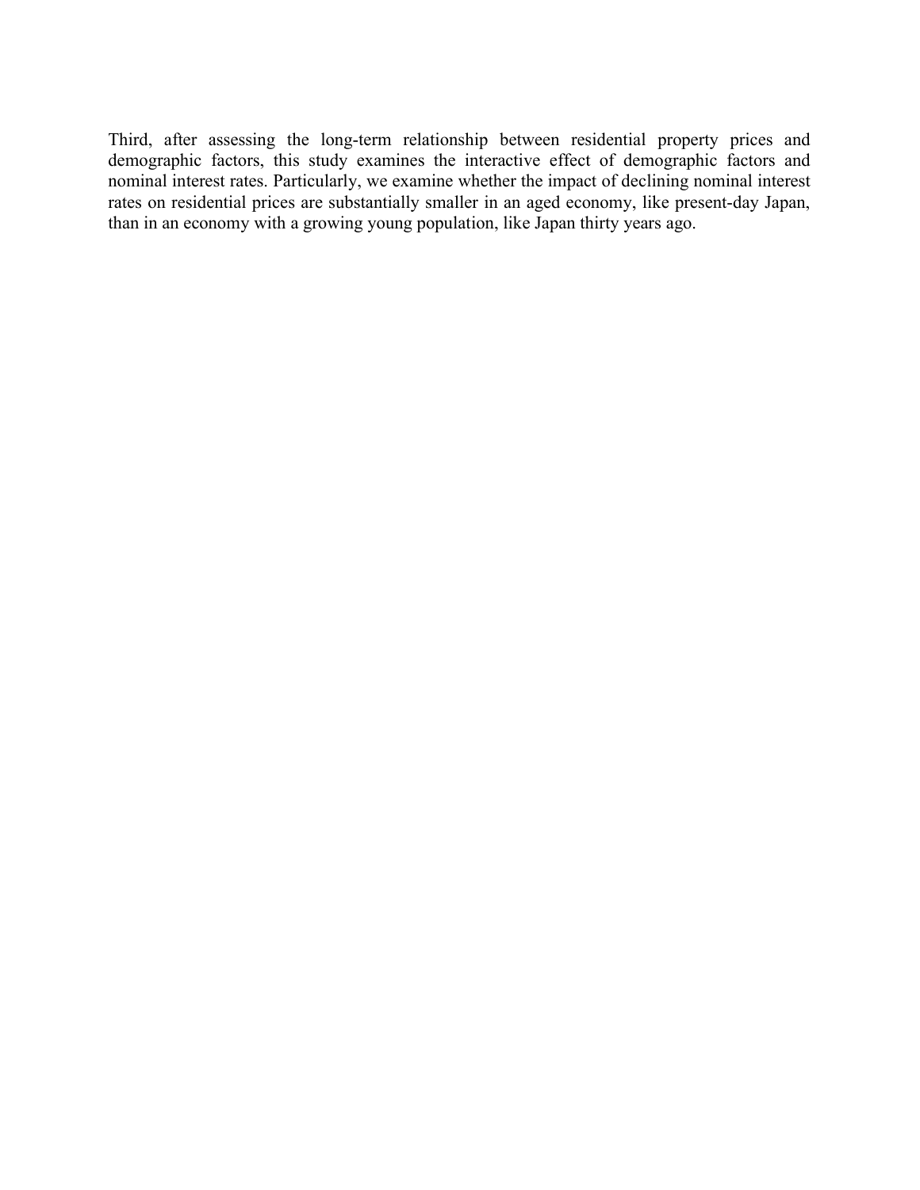Third, after assessing the long-term relationship between residential property prices and demographic factors, this study examines the interactive effect of demographic factors and nominal interest rates. Particularly, we examine whether the impact of declining nominal interest rates on residential prices are substantially smaller in an aged economy, like present-day Japan, than in an economy with a growing young population, like Japan thirty years ago.